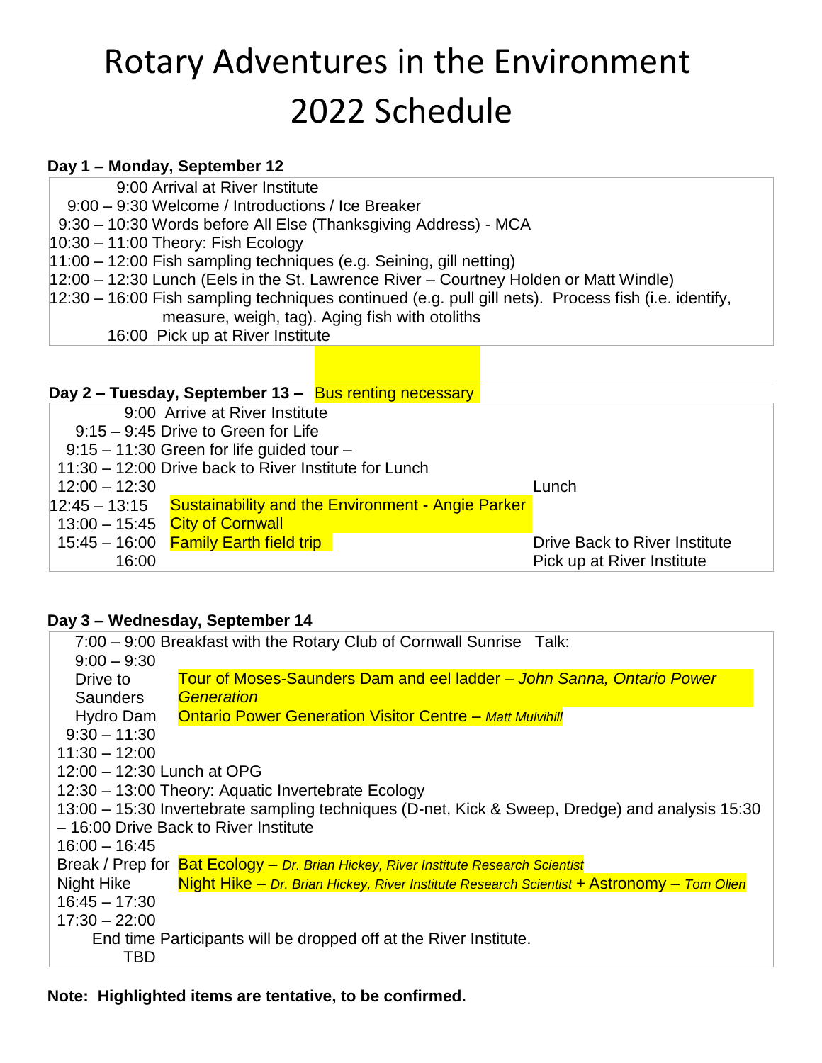# Rotary Adventures in the Environment 2022 Schedule

**Day 1 – Monday, September 12**

| Time | Activity |
|---|---|
| 9:00 | Arrival at River Institute |
| 9:00 – 9:30 | Welcome / Introductions / Ice Breaker |
| 9:30 – 10:30 | Words before All Else (Thanksgiving Address) - MCA |
| 10:30 – 11:00 | Theory: Fish Ecology |
| 11:00 – 12:00 | Fish sampling techniques (e.g. Seining, gill netting) |
| 12:00 – 12:30 | Lunch (Eels in the St. Lawrence River – Courtney Holden or Matt Windle) |
| 12:30 – 16:00 | Fish sampling techniques continued (e.g. pull gill nets). Process fish (i.e. identify, measure, weigh, tag). Aging fish with otoliths |
| 16:00 | Pick up at River Institute |

**Day 2 – Tuesday, September 13 – Bus renting necessary**

| Time | Activity | |
|---|---|---|
| 9:00 | Arrive at River Institute | |
| 9:15 – 9:45 | Drive to Green for Life | |
| 9:15 – 11:30 | Green for life guided tour – | |
| 11:30 – 12:00 | Drive back to River Institute for Lunch | |
| 12:00 – 12:30 | | Lunch |
| 12:45 – 13:15 | Sustainability and the Environment - Angie Parker | |
| 13:00 – 15:45 | City of Cornwall | |
| 15:45 – 16:00 | Family Earth field trip | Drive Back to River Institute |
| 16:00 | | Pick up at River Institute |

**Day 3 – Wednesday, September 14**

| Time | Activity |
|---|---|
| 7:00 – 9:00 | Breakfast with the Rotary Club of Cornwall Sunrise Talk: |
| 9:00 – 9:30 | Drive to Saunders Hydro Dam |
| 9:30 – 11:30 | Tour of Moses-Saunders Dam and eel ladder – *John Sanna, Ontario Power Generation* |
| 11:30 – 12:00 | Ontario Power Generation Visitor Centre – *Matt Mulvihill* |
| 12:00 – 12:30 | Lunch at OPG |
| 12:30 – 13:00 | Theory: Aquatic Invertebrate Ecology |
| 13:00 – 15:30 | Invertebrate sampling techniques (D-net, Kick & Sweep, Dredge) and analysis |
| 15:30 – 16:00 | Drive Back to River Institute |
| 16:00 – 16:45 | Break / Prep for Night Hike |
| 16:45 – 17:30 | Bat Ecology – *Dr. Brian Hickey, River Institute Research Scientist* |
| 17:30 – 22:00 | Night Hike – *Dr. Brian Hickey, River Institute Research Scientist* + Astronomy – *Tom Olien* |
| End time TBD | Participants will be dropped off at the River Institute. |

**Note: Highlighted items are tentative, to be confirmed.**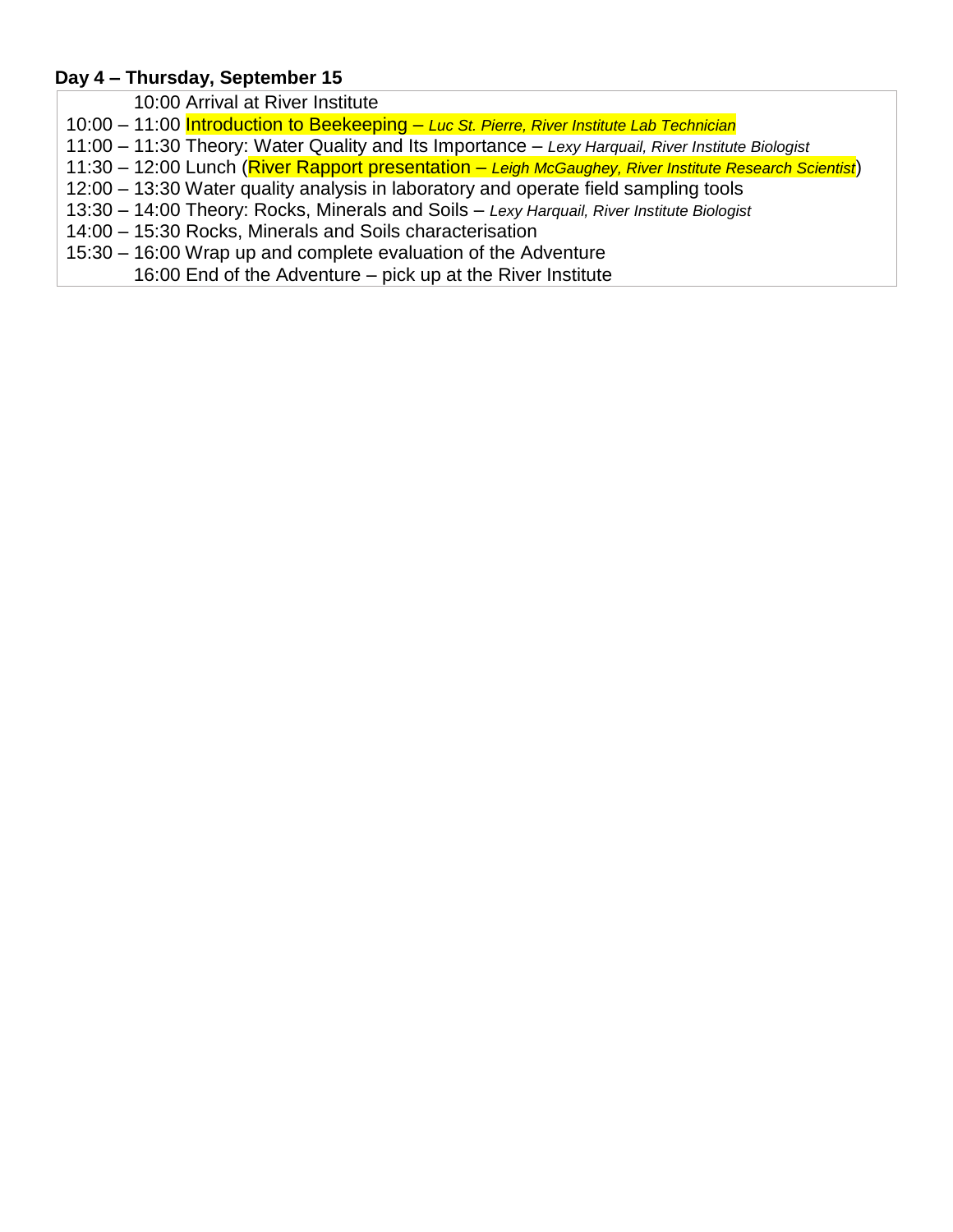**Day 4 – Thursday, September 15**

| | |
|---|---|
| 10:00 | Arrival at River Institute |
| 10:00 – 11:00 | Introduction to Beekeeping – *Luc St. Pierre, River Institute Lab Technician* |
| 11:00 – 11:30 | Theory: Water Quality and Its Importance – *Lexy Harquail, River Institute Biologist* |
| 11:30 – 12:00 | Lunch (River Rapport presentation – *Leigh McGaughey, River Institute Research Scientist*) |
| 12:00 – 13:30 | Water quality analysis in laboratory and operate field sampling tools |
| 13:30 – 14:00 | Theory: Rocks, Minerals and Soils – *Lexy Harquail, River Institute Biologist* |
| 14:00 – 15:30 | Rocks, Minerals and Soils characterisation |
| 15:30 – 16:00 | Wrap up and complete evaluation of the Adventure |
| 16:00 | End of the Adventure – pick up at the River Institute |